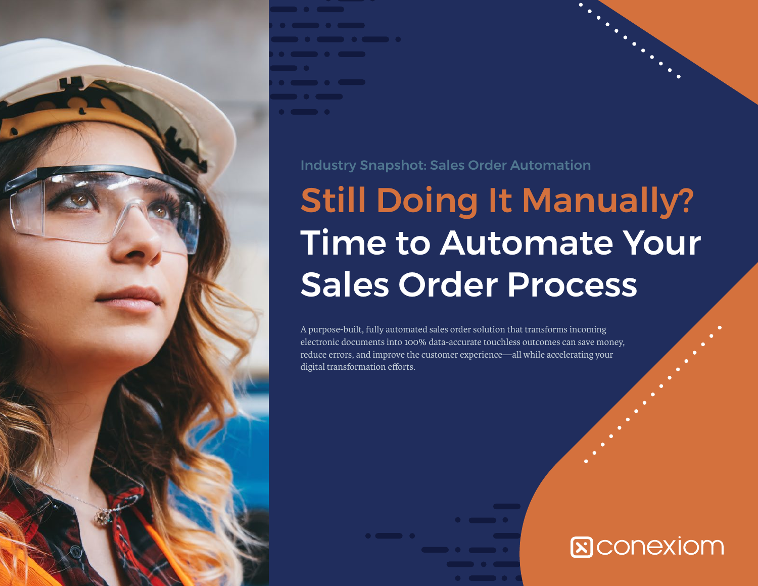Industry Snapshot: Sales Order Automation

# Still Doing It Manually? Time to Automate Your Sales Order Process

A purpose-built, fully automated sales order solution that transforms incoming electronic documents into 100% data-accurate touchless outcomes can save money, reduce errors, and improve the customer experience—all while accelerating your digital transformation efforts.

conexiom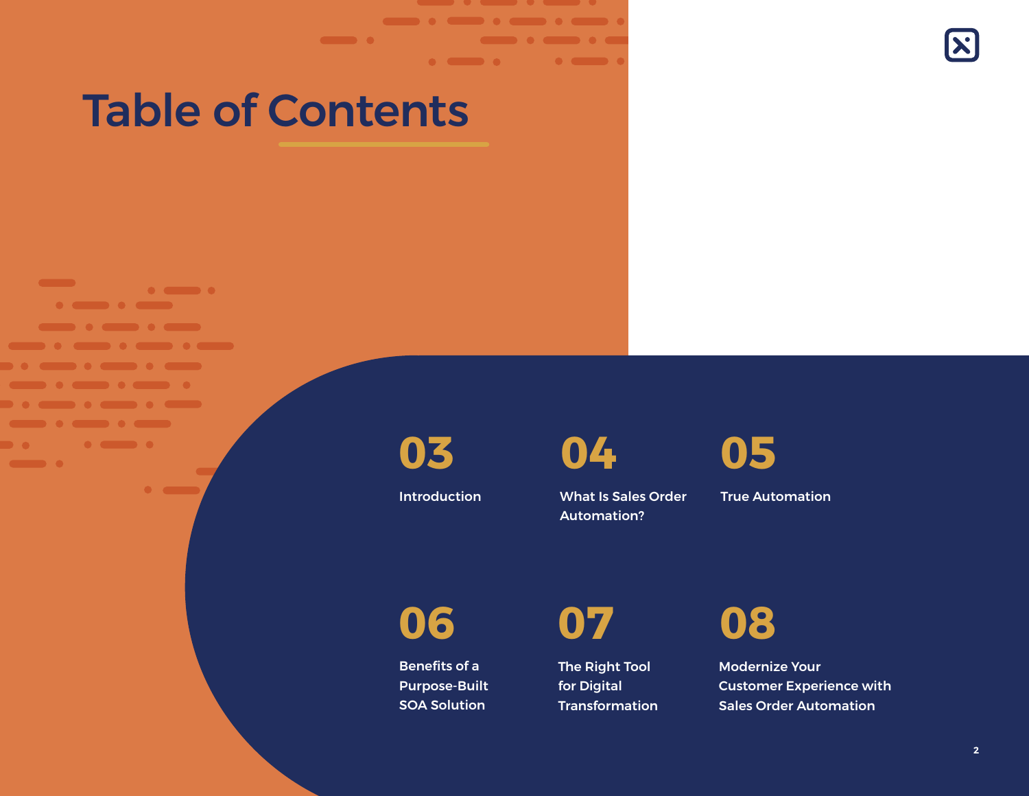# Table of Contents

- **03** Introduction
- **04** What Is Sales Order Automation?
- **05** True Automation
- **06** Benefits of a Purpose-Built SOA Solution
- **07** The Right Tool for Digital Transformation
- **08** Modernize Your Customer Experience with Sales Order Automation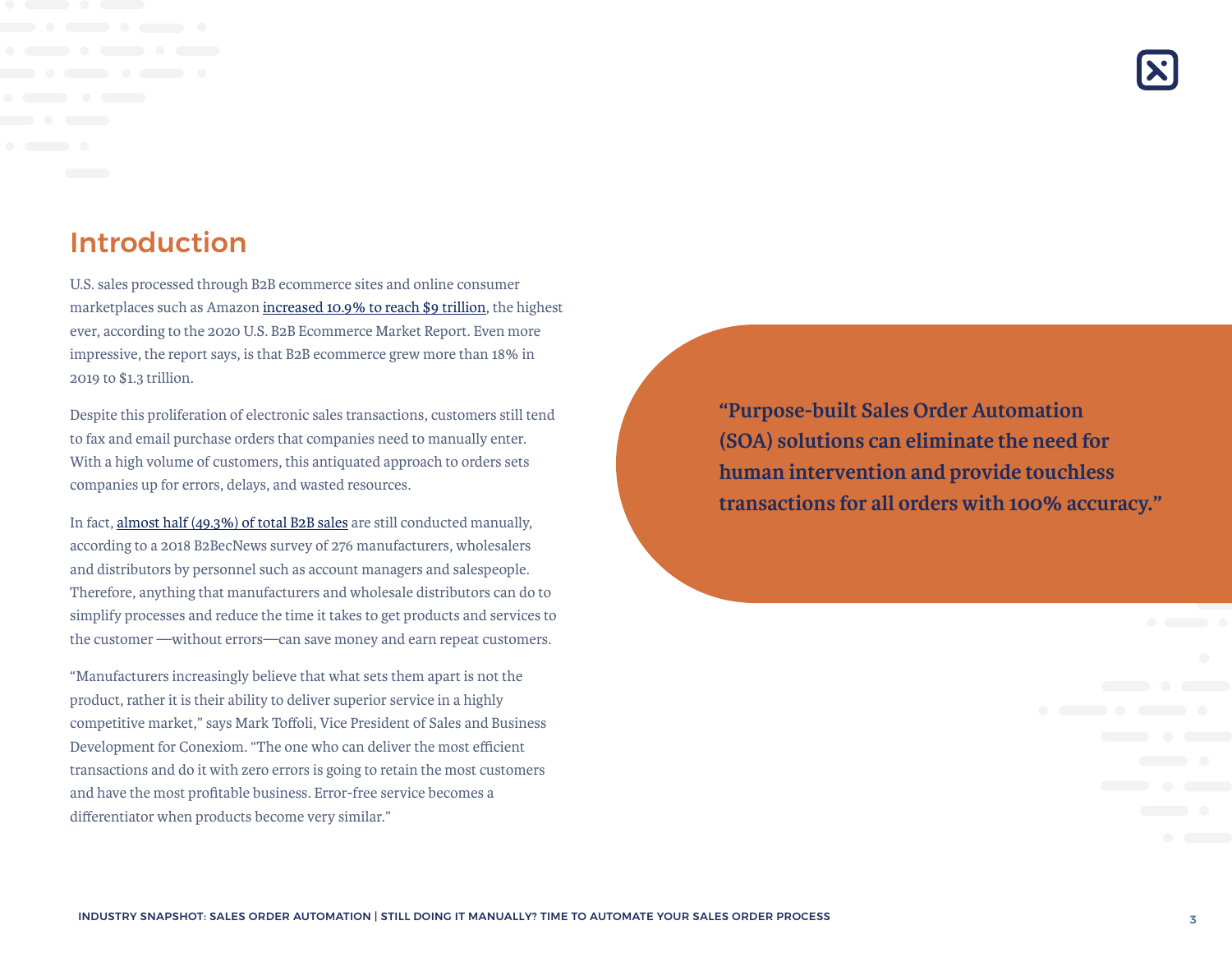## Introduction

U.S. sales processed through B2B ecommerce sites and online consumer marketplaces such as Amazon increased 10.9% to reach $9 trillion, the highest ever, according to the 2020 U.S. B2B Ecommerce Market Report. Even more impressive, the report says, is that B2B ecommerce grew more than 18% in 2019 to $1.3 trillion.

Despite this proliferation of electronic sales transactions, customers still tend to fax and email purchase orders that companies need to manually enter. With a high volume of customers, this antiquated approach to orders sets companies up for errors, delays, and wasted resources.

In fact, almost half (49.3%) of total B2B sales are still conducted manually, according to a 2018 B2BecNews survey of 276 manufacturers, wholesalers and distributors by personnel such as account managers and salespeople. Therefore, anything that manufacturers and wholesale distributors can do to simplify processes and reduce the time it takes to get products and services to the customer —without errors—can save money and earn repeat customers.

"Manufacturers increasingly believe that what sets them apart is not the product, rather it is their ability to deliver superior service in a highly competitive market," says Mark Toffoli, Vice President of Sales and Business Development for Conexiom. "The one who can deliver the most efficient transactions and do it with zero errors is going to retain the most customers and have the most profitable business. Error-free service becomes a differentiator when products become very similar."

**"Purpose-built Sales Order Automation (SOA) solutions can eliminate the need for human intervention and provide touchless transactions for all orders with 100% accuracy."**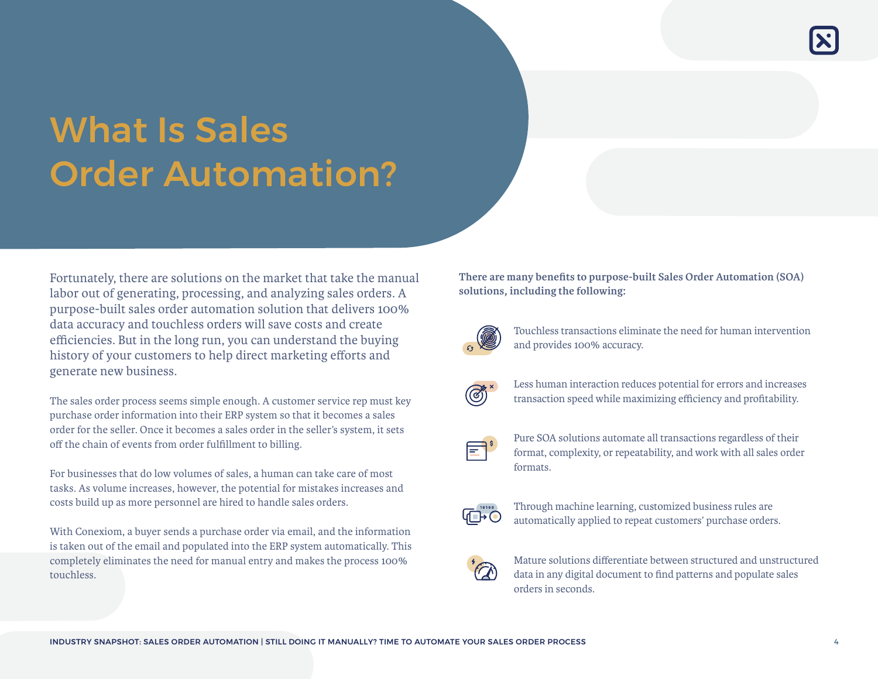# What Is Sales Order Automation?

Fortunately, there are solutions on the market that take the manual labor out of generating, processing, and analyzing sales orders. A purpose-built sales order automation solution that delivers 100% data accuracy and touchless orders will save costs and create efficiencies. But in the long run, you can understand the buying history of your customers to help direct marketing efforts and generate new business.

The sales order process seems simple enough. A customer service rep must key purchase order information into their ERP system so that it becomes a sales order for the seller. Once it becomes a sales order in the seller's system, it sets off the chain of events from order fulfillment to billing.

For businesses that do low volumes of sales, a human can take care of most tasks. As volume increases, however, the potential for mistakes increases and costs build up as more personnel are hired to handle sales orders.

With Conexiom, a buyer sends a purchase order via email, and the information is taken out of the email and populated into the ERP system automatically. This completely eliminates the need for manual entry and makes the process 100% touchless.

**There are many benefits to purpose-built Sales Order Automation (SOA) solutions, including the following:**

- Touchless transactions eliminate the need for human intervention and provides 100% accuracy.
- Less human interaction reduces potential for errors and increases transaction speed while maximizing efficiency and profitability.
- Pure SOA solutions automate all transactions regardless of their format, complexity, or repeatability, and work with all sales order formats.
- Through machine learning, customized business rules are automatically applied to repeat customers' purchase orders.
- Mature solutions differentiate between structured and unstructured data in any digital document to find patterns and populate sales orders in seconds.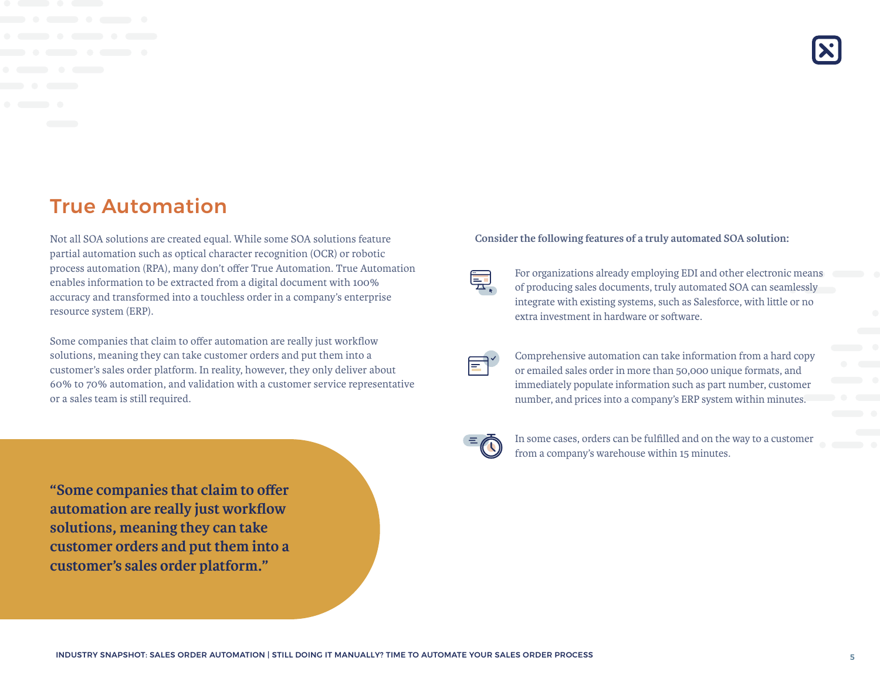## True Automation

Not all SOA solutions are created equal. While some SOA solutions feature partial automation such as optical character recognition (OCR) or robotic process automation (RPA), many don't offer True Automation. True Automation enables information to be extracted from a digital document with 100% accuracy and transformed into a touchless order in a company's enterprise resource system (ERP).

Some companies that claim to offer automation are really just workflow solutions, meaning they can take customer orders and put them into a customer's sales order platform. In reality, however, they only deliver about 60% to 70% automation, and validation with a customer service representative or a sales team is still required.

> **"Some companies that claim to offer automation are really just workflow solutions, meaning they can take customer orders and put them into a customer's sales order platform."**

**Consider the following features of a truly automated SOA solution:**

- For organizations already employing EDI and other electronic means of producing sales documents, truly automated SOA can seamlessly integrate with existing systems, such as Salesforce, with little or no extra investment in hardware or software.
- Comprehensive automation can take information from a hard copy or emailed sales order in more than 50,000 unique formats, and immediately populate information such as part number, customer number, and prices into a company's ERP system within minutes.
- In some cases, orders can be fulfilled and on the way to a customer from a company's warehouse within 15 minutes.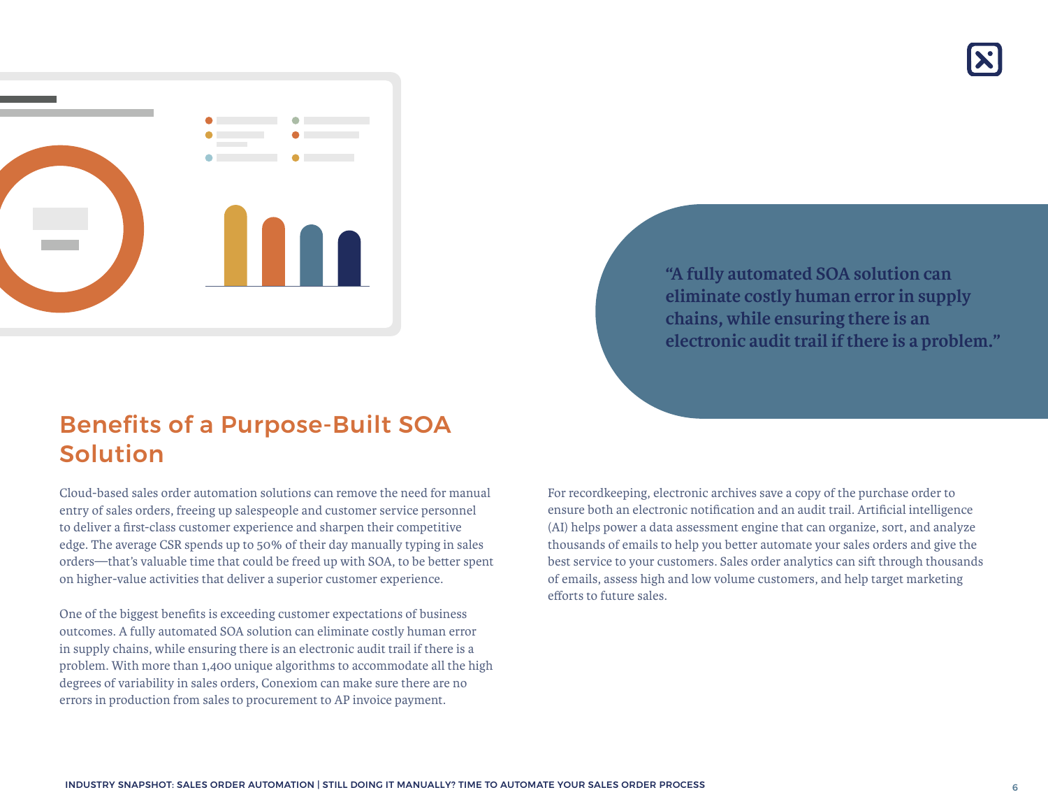> “A fully automated SOA solution can eliminate costly human error in supply chains, while ensuring there is an electronic audit trail if there is a problem.”

## Benefits of a Purpose-Built SOA Solution

Cloud-based sales order automation solutions can remove the need for manual entry of sales orders, freeing up salespeople and customer service personnel to deliver a first-class customer experience and sharpen their competitive edge. The average CSR spends up to 50% of their day manually typing in sales orders—that’s valuable time that could be freed up with SOA, to be better spent on higher-value activities that deliver a superior customer experience.

One of the biggest benefits is exceeding customer expectations of business outcomes. A fully automated SOA solution can eliminate costly human error in supply chains, while ensuring there is an electronic audit trail if there is a problem. With more than 1,400 unique algorithms to accommodate all the high degrees of variability in sales orders, Conexiom can make sure there are no errors in production from sales to procurement to AP invoice payment.

For recordkeeping, electronic archives save a copy of the purchase order to ensure both an electronic notification and an audit trail. Artificial intelligence (AI) helps power a data assessment engine that can organize, sort, and analyze thousands of emails to help you better automate your sales orders and give the best service to your customers. Sales order analytics can sift through thousands of emails, assess high and low volume customers, and help target marketing efforts to future sales.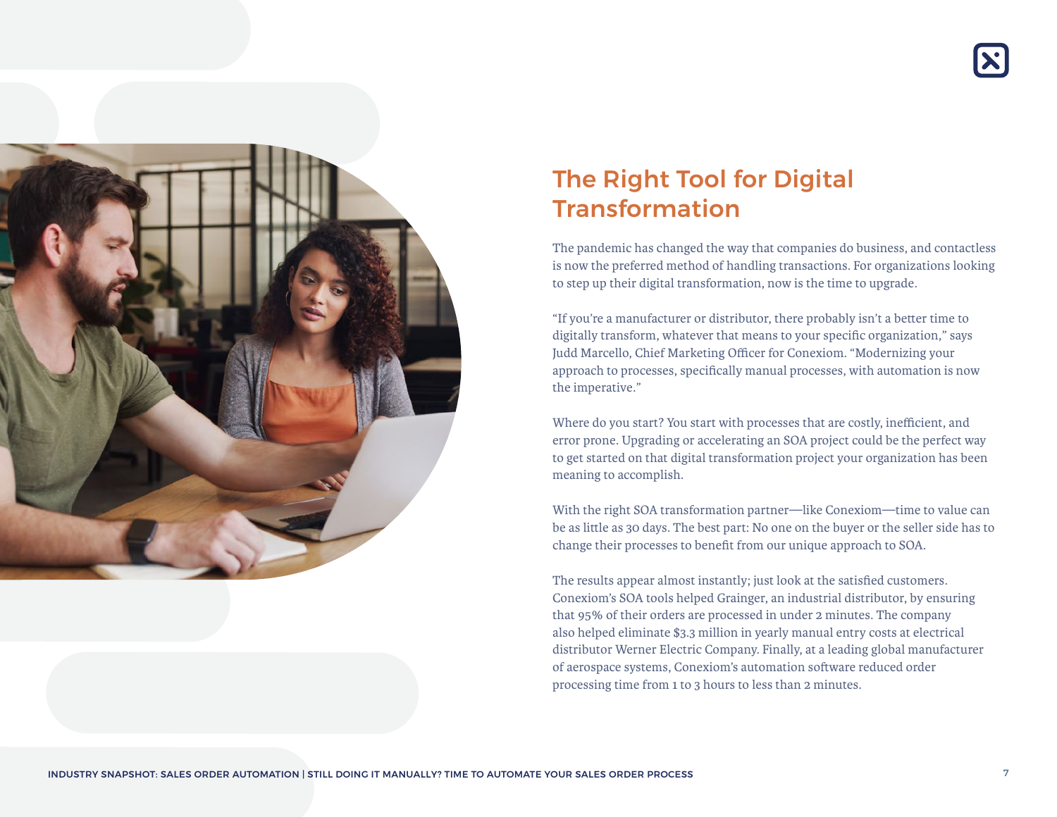## The Right Tool for Digital Transformation

The pandemic has changed the way that companies do business, and contactless is now the preferred method of handling transactions. For organizations looking to step up their digital transformation, now is the time to upgrade.

"If you're a manufacturer or distributor, there probably isn't a better time to digitally transform, whatever that means to your specific organization," says Judd Marcello, Chief Marketing Officer for Conexiom. "Modernizing your approach to processes, specifically manual processes, with automation is now the imperative."

Where do you start? You start with processes that are costly, inefficient, and error prone. Upgrading or accelerating an SOA project could be the perfect way to get started on that digital transformation project your organization has been meaning to accomplish.

With the right SOA transformation partner—like Conexiom—time to value can be as little as 30 days. The best part: No one on the buyer or the seller side has to change their processes to benefit from our unique approach to SOA.

The results appear almost instantly; just look at the satisfied customers. Conexiom's SOA tools helped Grainger, an industrial distributor, by ensuring that 95% of their orders are processed in under 2 minutes. The company also helped eliminate $3.3 million in yearly manual entry costs at electrical distributor Werner Electric Company. Finally, at a leading global manufacturer of aerospace systems, Conexiom's automation software reduced order processing time from 1 to 3 hours to less than 2 minutes.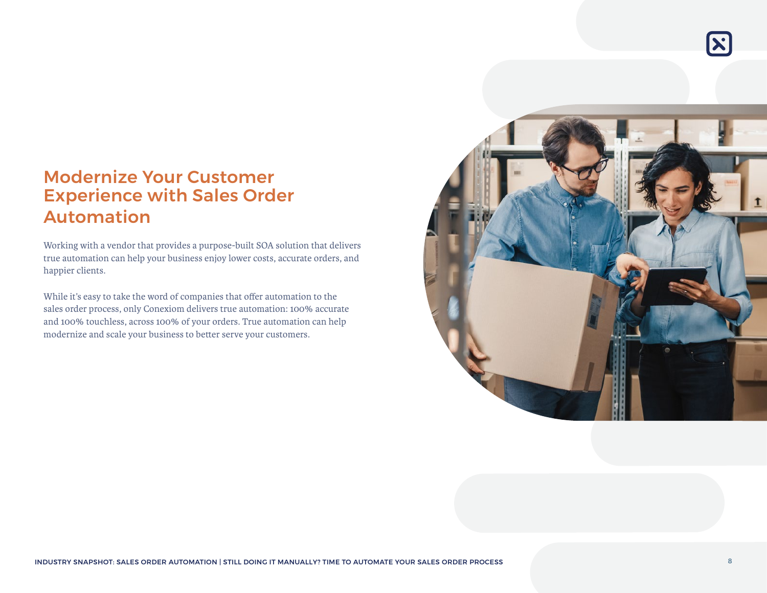# Modernize Your Customer Experience with Sales Order Automation

Working with a vendor that provides a purpose-built SOA solution that delivers true automation can help your business enjoy lower costs, accurate orders, and happier clients.

While it's easy to take the word of companies that offer automation to the sales order process, only Conexiom delivers true automation: 100% accurate and 100% touchless, across 100% of your orders. True automation can help modernize and scale your business to better serve your customers.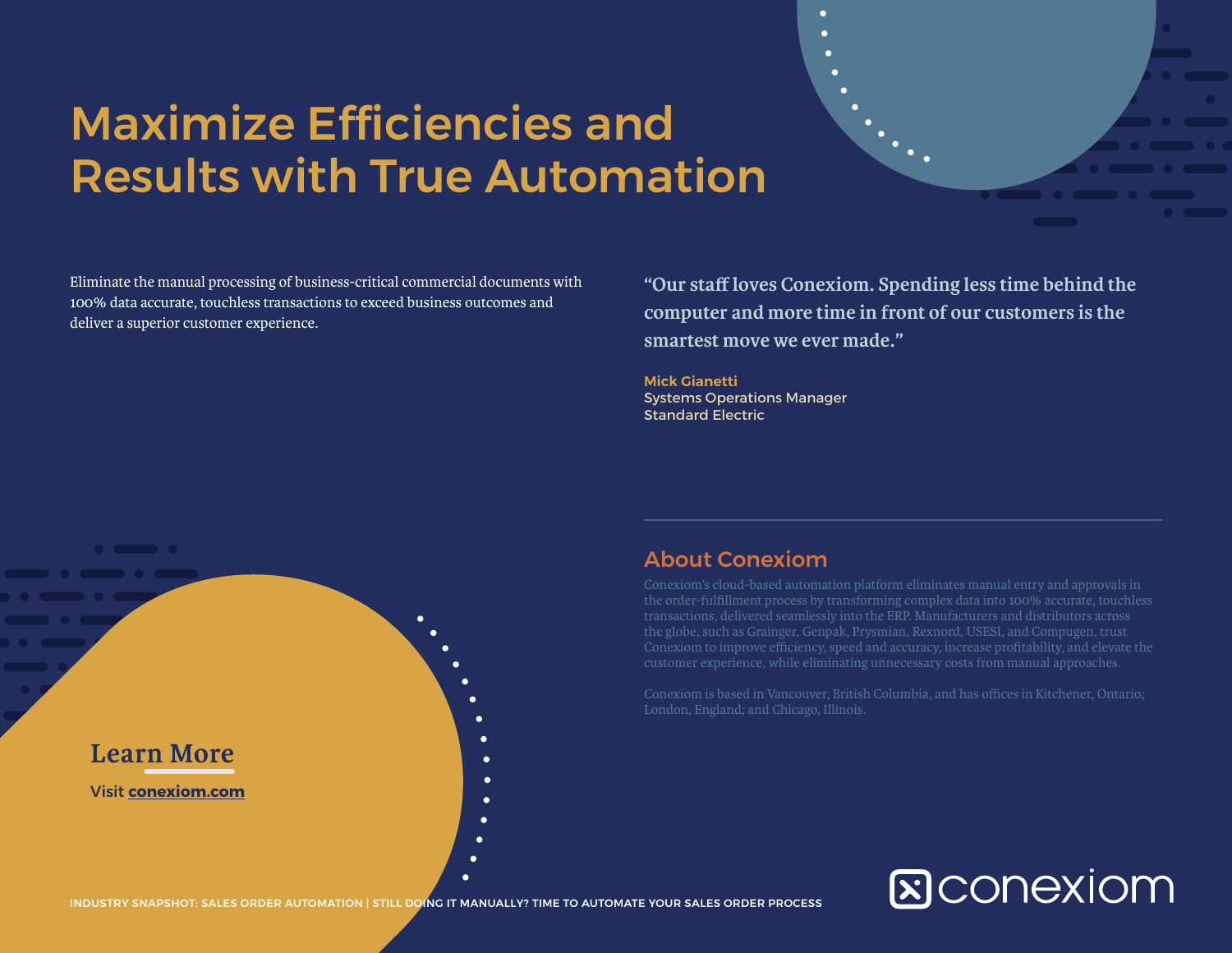# Maximize Efficiencies and Results with True Automation

Eliminate the manual processing of business-critical commercial documents with 100% data accurate, touchless transactions to exceed business outcomes and deliver a superior customer experience.

"Our staff loves Conexiom. Spending less time behind the computer and more time in front of our customers is the smartest move we ever made."

**Mick Gianetti**
Systems Operations Manager
Standard Electric

## About Conexiom

Conexiom's cloud-based automation platform eliminates manual entry and approvals in the order-fulfillment process by transforming complex data into 100% accurate, touchless transactions, delivered seamlessly into the ERP. Manufacturers and distributors across the globe, such as Grainger, Genpak, Prysmian, Rexnord, USESI, and Compugen, trust Conexiom to improve efficiency, speed and accuracy, increase profitability, and elevate the customer experience, while eliminating unnecessary costs from manual approaches.

Conexiom is based in Vancouver, British Columbia, and has offices in Kitchener, Ontario; London, England; and Chicago, Illinois.

## Learn More

Visit **conexiom.com**

conexiom